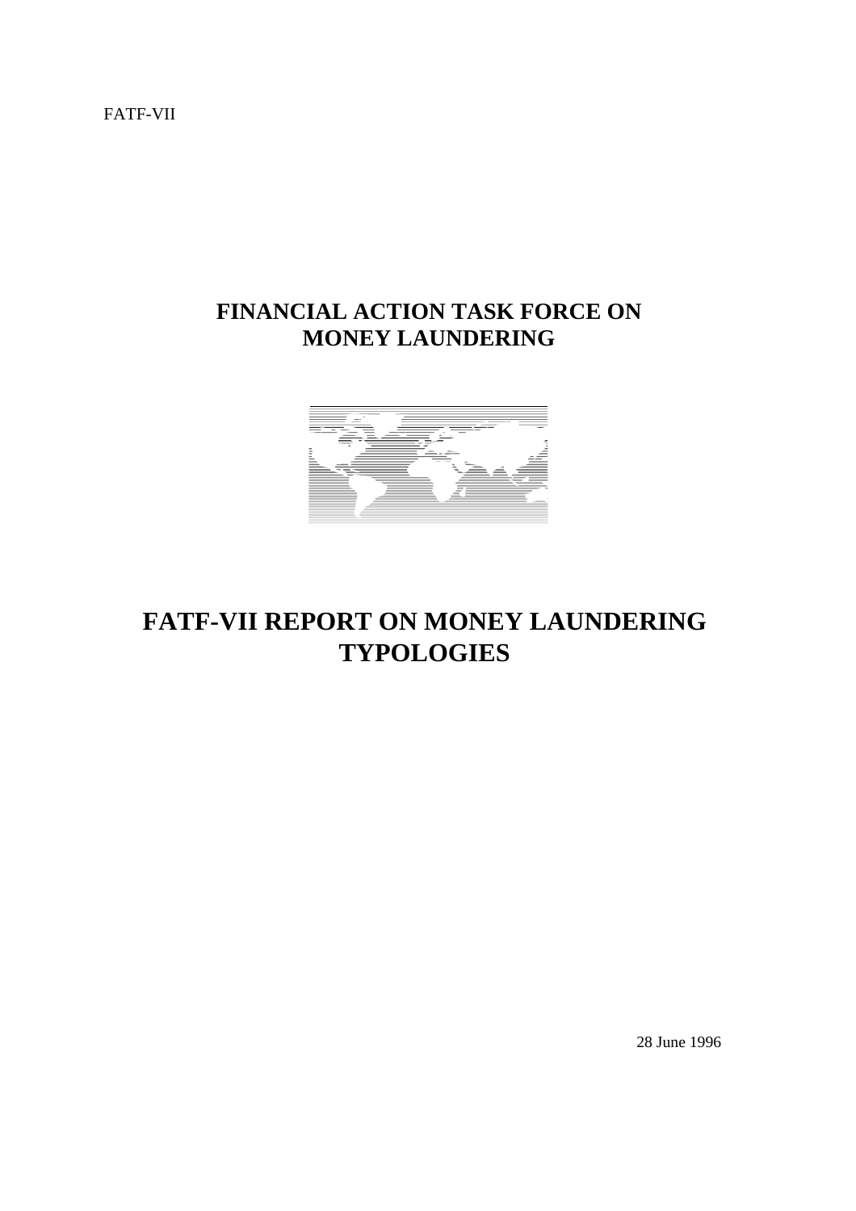FATF-VII

# FINANCIAL ACTION TASK FORCE ON MONEY LAUNDERING

# FATF-VII REPORT ON MONEY LAUNDERING TYPOLOGIES

28 June 1996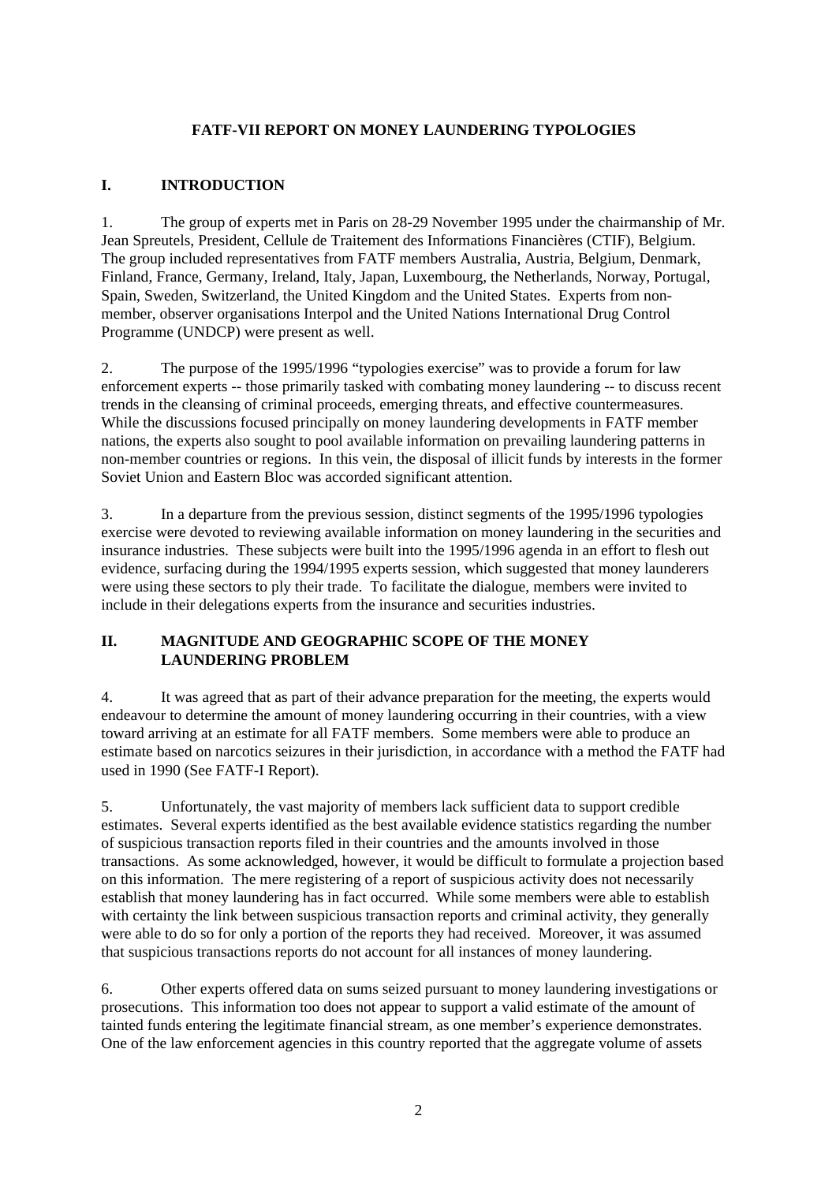# FATF-VII REPORT ON MONEY LAUNDERING TYPOLOGIES

## I. INTRODUCTION

1. The group of experts met in Paris on 28-29 November 1995 under the chairmanship of Mr. Jean Spreutels, President, Cellule de Traitement des Informations Financières (CTIF), Belgium. The group included representatives from FATF members Australia, Austria, Belgium, Denmark, Finland, France, Germany, Ireland, Italy, Japan, Luxembourg, the Netherlands, Norway, Portugal, Spain, Sweden, Switzerland, the United Kingdom and the United States. Experts from non-member, observer organisations Interpol and the United Nations International Drug Control Programme (UNDCP) were present as well.

2. The purpose of the 1995/1996 "typologies exercise" was to provide a forum for law enforcement experts -- those primarily tasked with combating money laundering -- to discuss recent trends in the cleansing of criminal proceeds, emerging threats, and effective countermeasures. While the discussions focused principally on money laundering developments in FATF member nations, the experts also sought to pool available information on prevailing laundering patterns in non-member countries or regions. In this vein, the disposal of illicit funds by interests in the former Soviet Union and Eastern Bloc was accorded significant attention.

3. In a departure from the previous session, distinct segments of the 1995/1996 typologies exercise were devoted to reviewing available information on money laundering in the securities and insurance industries. These subjects were built into the 1995/1996 agenda in an effort to flesh out evidence, surfacing during the 1994/1995 experts session, which suggested that money launderers were using these sectors to ply their trade. To facilitate the dialogue, members were invited to include in their delegations experts from the insurance and securities industries.

## II. MAGNITUDE AND GEOGRAPHIC SCOPE OF THE MONEY LAUNDERING PROBLEM

4. It was agreed that as part of their advance preparation for the meeting, the experts would endeavour to determine the amount of money laundering occurring in their countries, with a view toward arriving at an estimate for all FATF members. Some members were able to produce an estimate based on narcotics seizures in their jurisdiction, in accordance with a method the FATF had used in 1990 (See FATF-I Report).

5. Unfortunately, the vast majority of members lack sufficient data to support credible estimates. Several experts identified as the best available evidence statistics regarding the number of suspicious transaction reports filed in their countries and the amounts involved in those transactions. As some acknowledged, however, it would be difficult to formulate a projection based on this information. The mere registering of a report of suspicious activity does not necessarily establish that money laundering has in fact occurred. While some members were able to establish with certainty the link between suspicious transaction reports and criminal activity, they generally were able to do so for only a portion of the reports they had received. Moreover, it was assumed that suspicious transactions reports do not account for all instances of money laundering.

6. Other experts offered data on sums seized pursuant to money laundering investigations or prosecutions. This information too does not appear to support a valid estimate of the amount of tainted funds entering the legitimate financial stream, as one member's experience demonstrates. One of the law enforcement agencies in this country reported that the aggregate volume of assets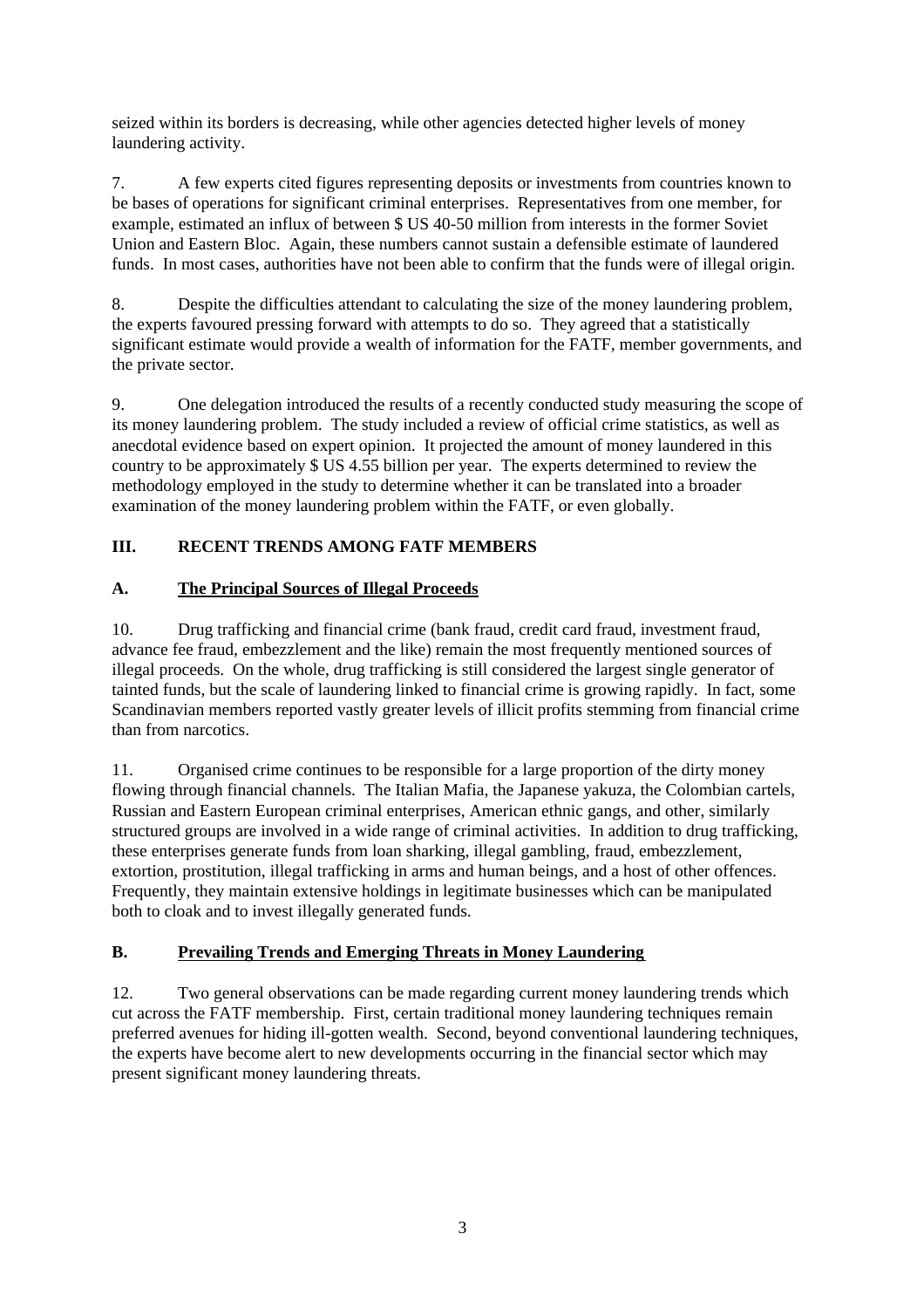seized within its borders is decreasing, while other agencies detected higher levels of money laundering activity.

7. A few experts cited figures representing deposits or investments from countries known to be bases of operations for significant criminal enterprises. Representatives from one member, for example, estimated an influx of between $ US 40-50 million from interests in the former Soviet Union and Eastern Bloc. Again, these numbers cannot sustain a defensible estimate of laundered funds. In most cases, authorities have not been able to confirm that the funds were of illegal origin.

8. Despite the difficulties attendant to calculating the size of the money laundering problem, the experts favoured pressing forward with attempts to do so. They agreed that a statistically significant estimate would provide a wealth of information for the FATF, member governments, and the private sector.

9. One delegation introduced the results of a recently conducted study measuring the scope of its money laundering problem. The study included a review of official crime statistics, as well as anecdotal evidence based on expert opinion. It projected the amount of money laundered in this country to be approximately $ US 4.55 billion per year. The experts determined to review the methodology employed in the study to determine whether it can be translated into a broader examination of the money laundering problem within the FATF, or even globally.

## III. RECENT TRENDS AMONG FATF MEMBERS

### A. The Principal Sources of Illegal Proceeds

10. Drug trafficking and financial crime (bank fraud, credit card fraud, investment fraud, advance fee fraud, embezzlement and the like) remain the most frequently mentioned sources of illegal proceeds. On the whole, drug trafficking is still considered the largest single generator of tainted funds, but the scale of laundering linked to financial crime is growing rapidly. In fact, some Scandinavian members reported vastly greater levels of illicit profits stemming from financial crime than from narcotics.

11. Organised crime continues to be responsible for a large proportion of the dirty money flowing through financial channels. The Italian Mafia, the Japanese yakuza, the Colombian cartels, Russian and Eastern European criminal enterprises, American ethnic gangs, and other, similarly structured groups are involved in a wide range of criminal activities. In addition to drug trafficking, these enterprises generate funds from loan sharking, illegal gambling, fraud, embezzlement, extortion, prostitution, illegal trafficking in arms and human beings, and a host of other offences. Frequently, they maintain extensive holdings in legitimate businesses which can be manipulated both to cloak and to invest illegally generated funds.

### B. Prevailing Trends and Emerging Threats in Money Laundering

12. Two general observations can be made regarding current money laundering trends which cut across the FATF membership. First, certain traditional money laundering techniques remain preferred avenues for hiding ill-gotten wealth. Second, beyond conventional laundering techniques, the experts have become alert to new developments occurring in the financial sector which may present significant money laundering threats.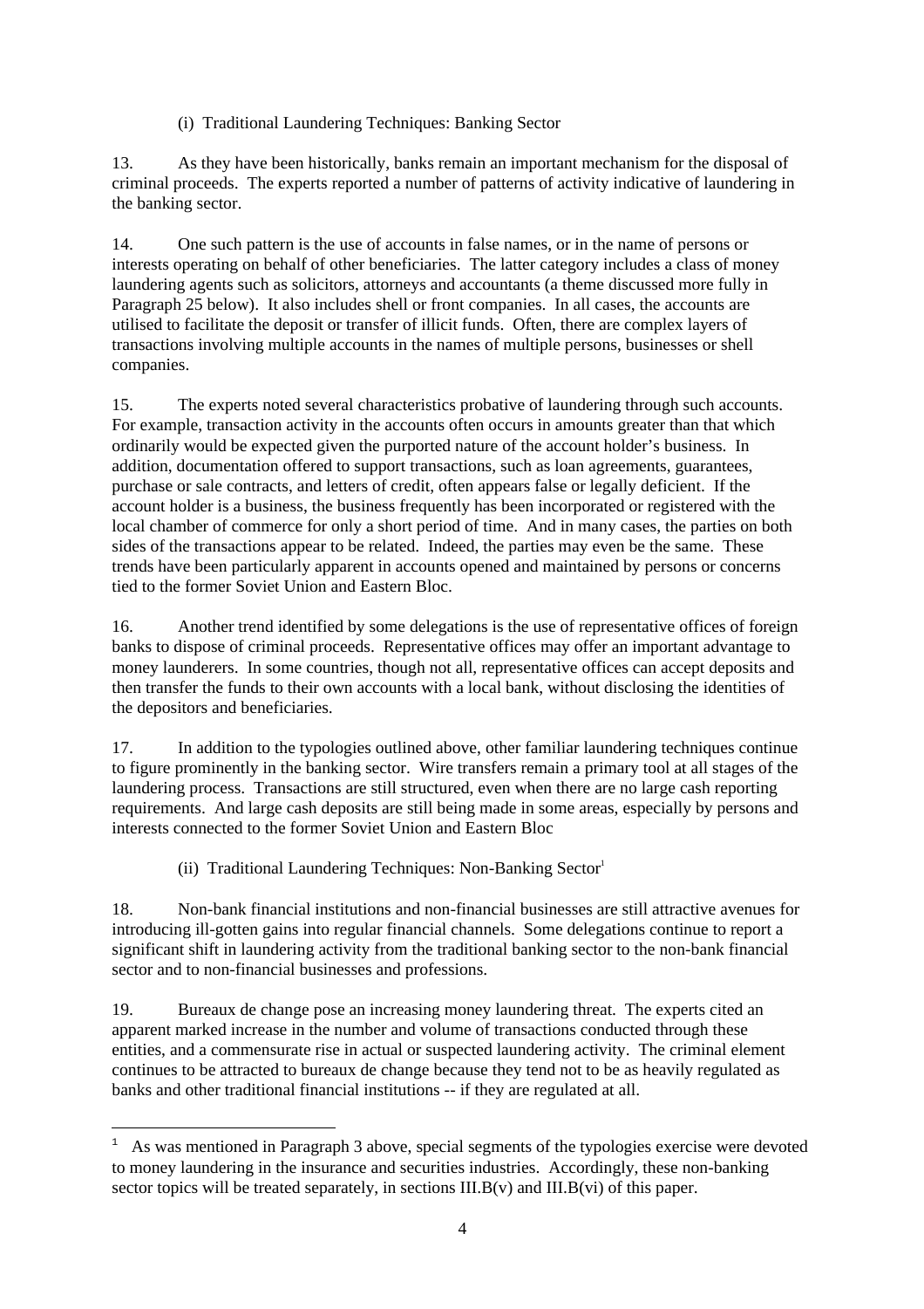### (i) Traditional Laundering Techniques: Banking Sector

13. As they have been historically, banks remain an important mechanism for the disposal of criminal proceeds. The experts reported a number of patterns of activity indicative of laundering in the banking sector.

14. One such pattern is the use of accounts in false names, or in the name of persons or interests operating on behalf of other beneficiaries. The latter category includes a class of money laundering agents such as solicitors, attorneys and accountants (a theme discussed more fully in Paragraph 25 below). It also includes shell or front companies. In all cases, the accounts are utilised to facilitate the deposit or transfer of illicit funds. Often, there are complex layers of transactions involving multiple accounts in the names of multiple persons, businesses or shell companies.

15. The experts noted several characteristics probative of laundering through such accounts. For example, transaction activity in the accounts often occurs in amounts greater than that which ordinarily would be expected given the purported nature of the account holder's business. In addition, documentation offered to support transactions, such as loan agreements, guarantees, purchase or sale contracts, and letters of credit, often appears false or legally deficient. If the account holder is a business, the business frequently has been incorporated or registered with the local chamber of commerce for only a short period of time. And in many cases, the parties on both sides of the transactions appear to be related. Indeed, the parties may even be the same. These trends have been particularly apparent in accounts opened and maintained by persons or concerns tied to the former Soviet Union and Eastern Bloc.

16. Another trend identified by some delegations is the use of representative offices of foreign banks to dispose of criminal proceeds. Representative offices may offer an important advantage to money launderers. In some countries, though not all, representative offices can accept deposits and then transfer the funds to their own accounts with a local bank, without disclosing the identities of the depositors and beneficiaries.

17. In addition to the typologies outlined above, other familiar laundering techniques continue to figure prominently in the banking sector. Wire transfers remain a primary tool at all stages of the laundering process. Transactions are still structured, even when there are no large cash reporting requirements. And large cash deposits are still being made in some areas, especially by persons and interests connected to the former Soviet Union and Eastern Bloc

### (ii) Traditional Laundering Techniques: Non-Banking Sector[1]

18. Non-bank financial institutions and non-financial businesses are still attractive avenues for introducing ill-gotten gains into regular financial channels. Some delegations continue to report a significant shift in laundering activity from the traditional banking sector to the non-bank financial sector and to non-financial businesses and professions.

19. Bureaux de change pose an increasing money laundering threat. The experts cited an apparent marked increase in the number and volume of transactions conducted through these entities, and a commensurate rise in actual or suspected laundering activity. The criminal element continues to be attracted to bureaux de change because they tend not to be as heavily regulated as banks and other traditional financial institutions -- if they are regulated at all.

---

[1] As was mentioned in Paragraph 3 above, special segments of the typologies exercise were devoted to money laundering in the insurance and securities industries. Accordingly, these non-banking sector topics will be treated separately, in sections III.B(v) and III.B(vi) of this paper.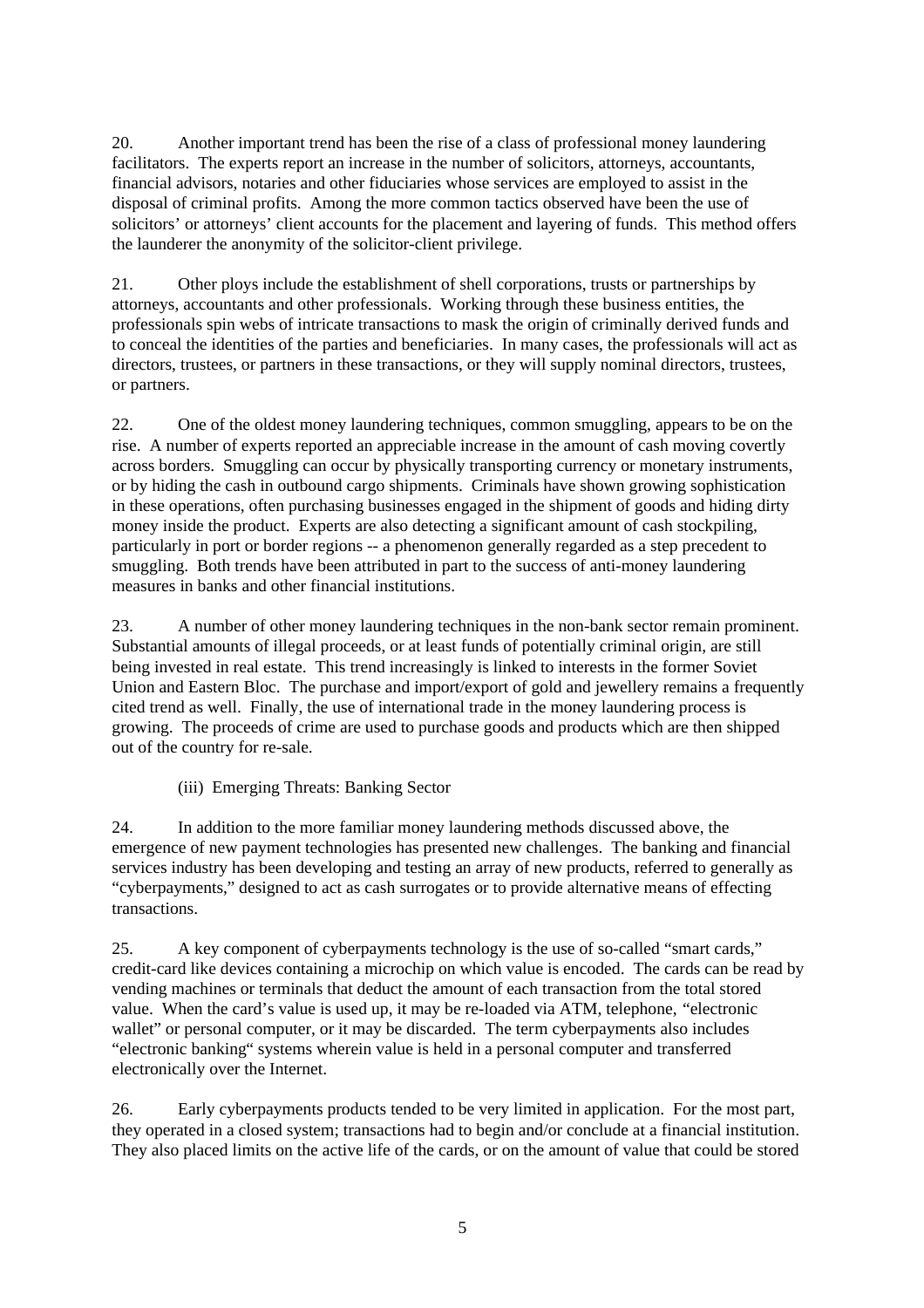20. Another important trend has been the rise of a class of professional money laundering facilitators. The experts report an increase in the number of solicitors, attorneys, accountants, financial advisors, notaries and other fiduciaries whose services are employed to assist in the disposal of criminal profits. Among the more common tactics observed have been the use of solicitors' or attorneys' client accounts for the placement and layering of funds. This method offers the launderer the anonymity of the solicitor-client privilege.

21. Other ploys include the establishment of shell corporations, trusts or partnerships by attorneys, accountants and other professionals. Working through these business entities, the professionals spin webs of intricate transactions to mask the origin of criminally derived funds and to conceal the identities of the parties and beneficiaries. In many cases, the professionals will act as directors, trustees, or partners in these transactions, or they will supply nominal directors, trustees, or partners.

22. One of the oldest money laundering techniques, common smuggling, appears to be on the rise. A number of experts reported an appreciable increase in the amount of cash moving covertly across borders. Smuggling can occur by physically transporting currency or monetary instruments, or by hiding the cash in outbound cargo shipments. Criminals have shown growing sophistication in these operations, often purchasing businesses engaged in the shipment of goods and hiding dirty money inside the product. Experts are also detecting a significant amount of cash stockpiling, particularly in port or border regions -- a phenomenon generally regarded as a step precedent to smuggling. Both trends have been attributed in part to the success of anti-money laundering measures in banks and other financial institutions.

23. A number of other money laundering techniques in the non-bank sector remain prominent. Substantial amounts of illegal proceeds, or at least funds of potentially criminal origin, are still being invested in real estate. This trend increasingly is linked to interests in the former Soviet Union and Eastern Bloc. The purchase and import/export of gold and jewellery remains a frequently cited trend as well. Finally, the use of international trade in the money laundering process is growing. The proceeds of crime are used to purchase goods and products which are then shipped out of the country for re-sale.

### (iii) Emerging Threats: Banking Sector

24. In addition to the more familiar money laundering methods discussed above, the emergence of new payment technologies has presented new challenges. The banking and financial services industry has been developing and testing an array of new products, referred to generally as "cyberpayments," designed to act as cash surrogates or to provide alternative means of effecting transactions.

25. A key component of cyberpayments technology is the use of so-called "smart cards," credit-card like devices containing a microchip on which value is encoded. The cards can be read by vending machines or terminals that deduct the amount of each transaction from the total stored value. When the card's value is used up, it may be re-loaded via ATM, telephone, "electronic wallet" or personal computer, or it may be discarded. The term cyberpayments also includes "electronic banking" systems wherein value is held in a personal computer and transferred electronically over the Internet.

26. Early cyberpayments products tended to be very limited in application. For the most part, they operated in a closed system; transactions had to begin and/or conclude at a financial institution. They also placed limits on the active life of the cards, or on the amount of value that could be stored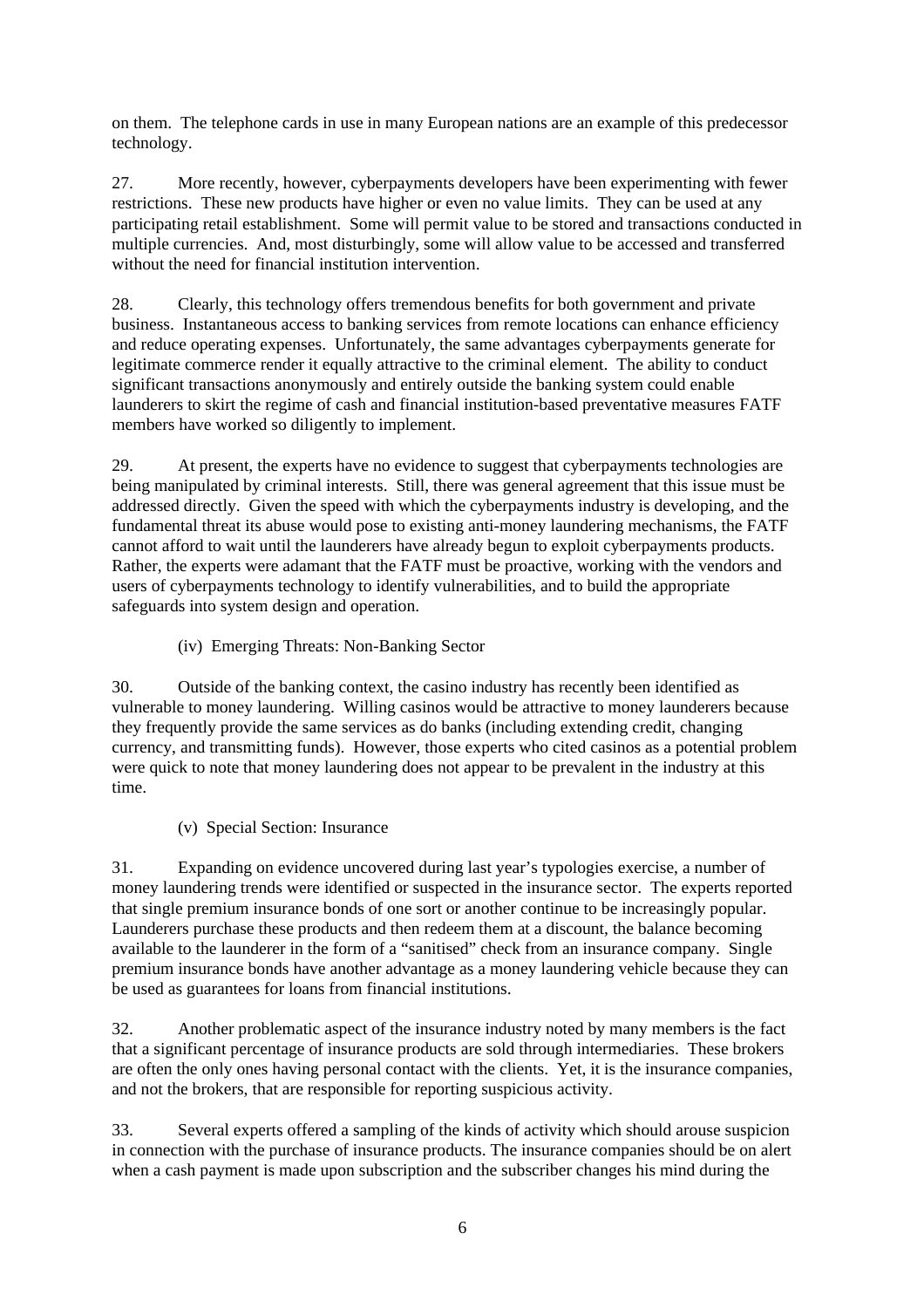on them. The telephone cards in use in many European nations are an example of this predecessor technology.

27. More recently, however, cyberpayments developers have been experimenting with fewer restrictions. These new products have higher or even no value limits. They can be used at any participating retail establishment. Some will permit value to be stored and transactions conducted in multiple currencies. And, most disturbingly, some will allow value to be accessed and transferred without the need for financial institution intervention.

28. Clearly, this technology offers tremendous benefits for both government and private business. Instantaneous access to banking services from remote locations can enhance efficiency and reduce operating expenses. Unfortunately, the same advantages cyberpayments generate for legitimate commerce render it equally attractive to the criminal element. The ability to conduct significant transactions anonymously and entirely outside the banking system could enable launderers to skirt the regime of cash and financial institution-based preventative measures FATF members have worked so diligently to implement.

29. At present, the experts have no evidence to suggest that cyberpayments technologies are being manipulated by criminal interests. Still, there was general agreement that this issue must be addressed directly. Given the speed with which the cyberpayments industry is developing, and the fundamental threat its abuse would pose to existing anti-money laundering mechanisms, the FATF cannot afford to wait until the launderers have already begun to exploit cyberpayments products. Rather, the experts were adamant that the FATF must be proactive, working with the vendors and users of cyberpayments technology to identify vulnerabilities, and to build the appropriate safeguards into system design and operation.

(iv) Emerging Threats: Non-Banking Sector

30. Outside of the banking context, the casino industry has recently been identified as vulnerable to money laundering. Willing casinos would be attractive to money launderers because they frequently provide the same services as do banks (including extending credit, changing currency, and transmitting funds). However, those experts who cited casinos as a potential problem were quick to note that money laundering does not appear to be prevalent in the industry at this time.

(v) Special Section: Insurance

31. Expanding on evidence uncovered during last year's typologies exercise, a number of money laundering trends were identified or suspected in the insurance sector. The experts reported that single premium insurance bonds of one sort or another continue to be increasingly popular. Launderers purchase these products and then redeem them at a discount, the balance becoming available to the launderer in the form of a "sanitised" check from an insurance company. Single premium insurance bonds have another advantage as a money laundering vehicle because they can be used as guarantees for loans from financial institutions.

32. Another problematic aspect of the insurance industry noted by many members is the fact that a significant percentage of insurance products are sold through intermediaries. These brokers are often the only ones having personal contact with the clients. Yet, it is the insurance companies, and not the brokers, that are responsible for reporting suspicious activity.

33. Several experts offered a sampling of the kinds of activity which should arouse suspicion in connection with the purchase of insurance products. The insurance companies should be on alert when a cash payment is made upon subscription and the subscriber changes his mind during the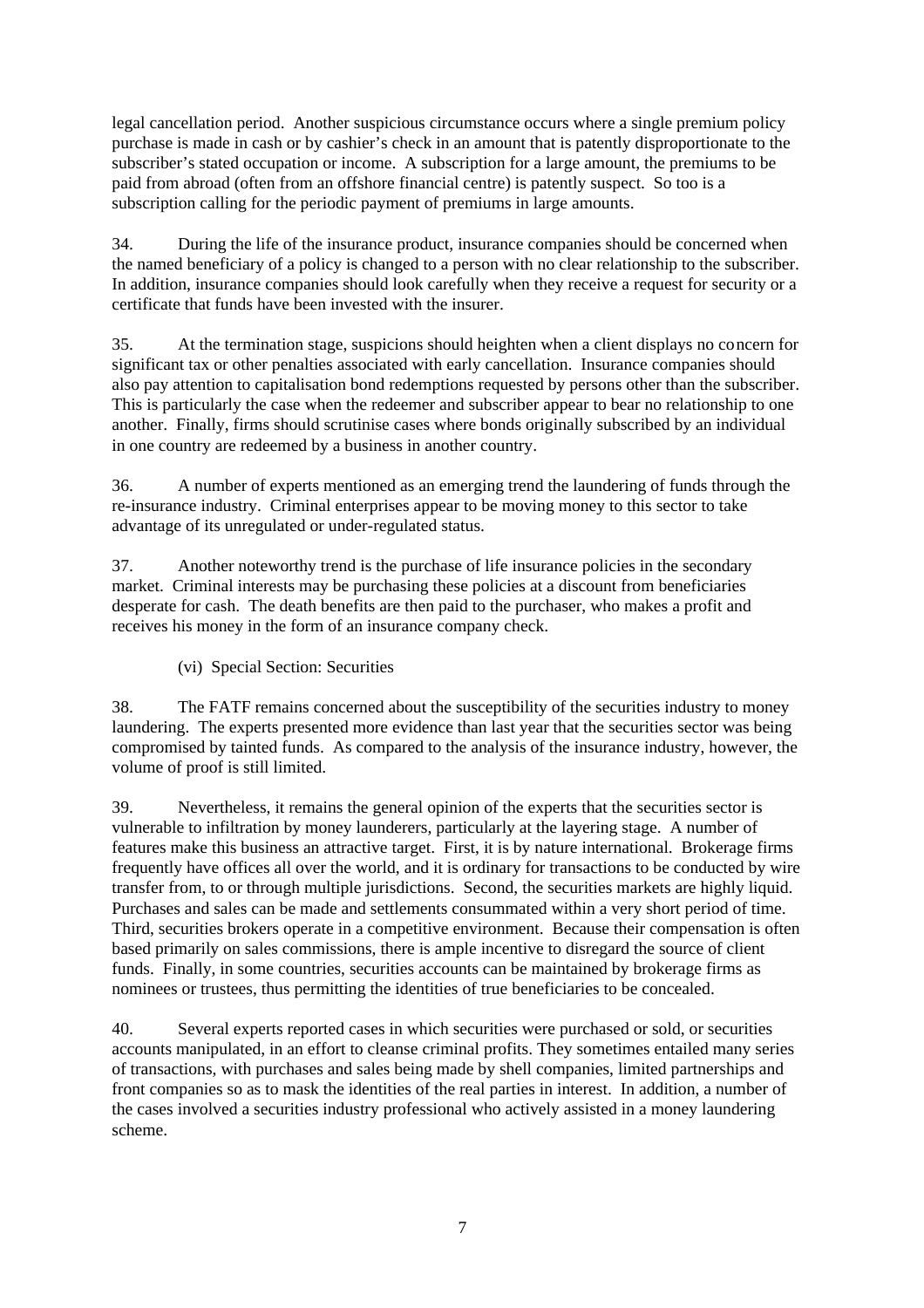legal cancellation period. Another suspicious circumstance occurs where a single premium policy purchase is made in cash or by cashier's check in an amount that is patently disproportionate to the subscriber's stated occupation or income. A subscription for a large amount, the premiums to be paid from abroad (often from an offshore financial centre) is patently suspect. So too is a subscription calling for the periodic payment of premiums in large amounts.

34. During the life of the insurance product, insurance companies should be concerned when the named beneficiary of a policy is changed to a person with no clear relationship to the subscriber. In addition, insurance companies should look carefully when they receive a request for security or a certificate that funds have been invested with the insurer.

35. At the termination stage, suspicions should heighten when a client displays no concern for significant tax or other penalties associated with early cancellation. Insurance companies should also pay attention to capitalisation bond redemptions requested by persons other than the subscriber. This is particularly the case when the redeemer and subscriber appear to bear no relationship to one another. Finally, firms should scrutinise cases where bonds originally subscribed by an individual in one country are redeemed by a business in another country.

36. A number of experts mentioned as an emerging trend the laundering of funds through the re-insurance industry. Criminal enterprises appear to be moving money to this sector to take advantage of its unregulated or under-regulated status.

37. Another noteworthy trend is the purchase of life insurance policies in the secondary market. Criminal interests may be purchasing these policies at a discount from beneficiaries desperate for cash. The death benefits are then paid to the purchaser, who makes a profit and receives his money in the form of an insurance company check.

(vi) Special Section: Securities

38. The FATF remains concerned about the susceptibility of the securities industry to money laundering. The experts presented more evidence than last year that the securities sector was being compromised by tainted funds. As compared to the analysis of the insurance industry, however, the volume of proof is still limited.

39. Nevertheless, it remains the general opinion of the experts that the securities sector is vulnerable to infiltration by money launderers, particularly at the layering stage. A number of features make this business an attractive target. First, it is by nature international. Brokerage firms frequently have offices all over the world, and it is ordinary for transactions to be conducted by wire transfer from, to or through multiple jurisdictions. Second, the securities markets are highly liquid. Purchases and sales can be made and settlements consummated within a very short period of time. Third, securities brokers operate in a competitive environment. Because their compensation is often based primarily on sales commissions, there is ample incentive to disregard the source of client funds. Finally, in some countries, securities accounts can be maintained by brokerage firms as nominees or trustees, thus permitting the identities of true beneficiaries to be concealed.

40. Several experts reported cases in which securities were purchased or sold, or securities accounts manipulated, in an effort to cleanse criminal profits. They sometimes entailed many series of transactions, with purchases and sales being made by shell companies, limited partnerships and front companies so as to mask the identities of the real parties in interest. In addition, a number of the cases involved a securities industry professional who actively assisted in a money laundering scheme.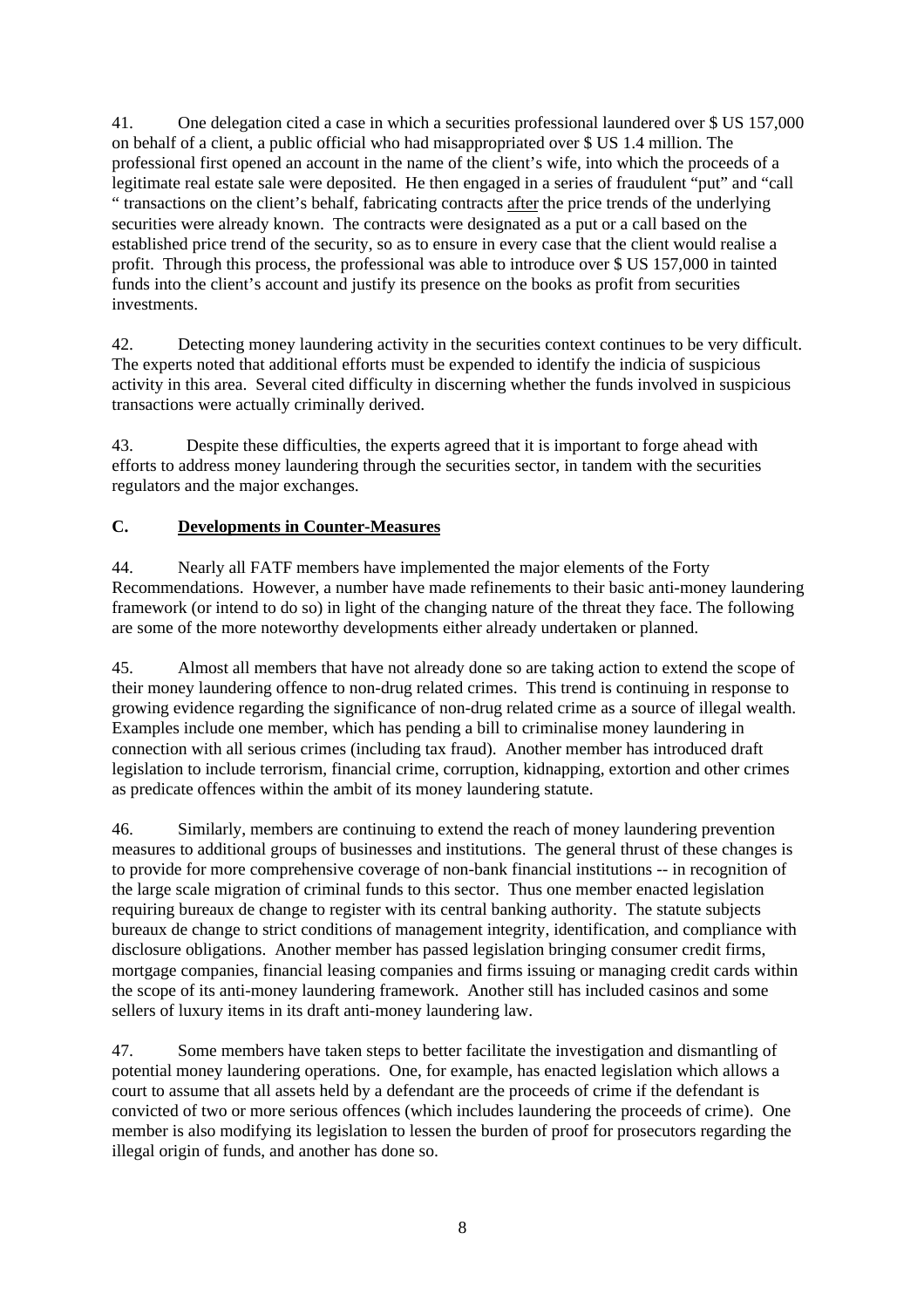41. One delegation cited a case in which a securities professional laundered over $ US 157,000 on behalf of a client, a public official who had misappropriated over $ US 1.4 million. The professional first opened an account in the name of the client's wife, into which the proceeds of a legitimate real estate sale were deposited. He then engaged in a series of fraudulent "put" and "call " transactions on the client's behalf, fabricating contracts after the price trends of the underlying securities were already known. The contracts were designated as a put or a call based on the established price trend of the security, so as to ensure in every case that the client would realise a profit. Through this process, the professional was able to introduce over $ US 157,000 in tainted funds into the client's account and justify its presence on the books as profit from securities investments.

42. Detecting money laundering activity in the securities context continues to be very difficult. The experts noted that additional efforts must be expended to identify the indicia of suspicious activity in this area. Several cited difficulty in discerning whether the funds involved in suspicious transactions were actually criminally derived.

43. Despite these difficulties, the experts agreed that it is important to forge ahead with efforts to address money laundering through the securities sector, in tandem with the securities regulators and the major exchanges.

## C. Developments in Counter-Measures

44. Nearly all FATF members have implemented the major elements of the Forty Recommendations. However, a number have made refinements to their basic anti-money laundering framework (or intend to do so) in light of the changing nature of the threat they face. The following are some of the more noteworthy developments either already undertaken or planned.

45. Almost all members that have not already done so are taking action to extend the scope of their money laundering offence to non-drug related crimes. This trend is continuing in response to growing evidence regarding the significance of non-drug related crime as a source of illegal wealth. Examples include one member, which has pending a bill to criminalise money laundering in connection with all serious crimes (including tax fraud). Another member has introduced draft legislation to include terrorism, financial crime, corruption, kidnapping, extortion and other crimes as predicate offences within the ambit of its money laundering statute.

46. Similarly, members are continuing to extend the reach of money laundering prevention measures to additional groups of businesses and institutions. The general thrust of these changes is to provide for more comprehensive coverage of non-bank financial institutions -- in recognition of the large scale migration of criminal funds to this sector. Thus one member enacted legislation requiring bureaux de change to register with its central banking authority. The statute subjects bureaux de change to strict conditions of management integrity, identification, and compliance with disclosure obligations. Another member has passed legislation bringing consumer credit firms, mortgage companies, financial leasing companies and firms issuing or managing credit cards within the scope of its anti-money laundering framework. Another still has included casinos and some sellers of luxury items in its draft anti-money laundering law.

47. Some members have taken steps to better facilitate the investigation and dismantling of potential money laundering operations. One, for example, has enacted legislation which allows a court to assume that all assets held by a defendant are the proceeds of crime if the defendant is convicted of two or more serious offences (which includes laundering the proceeds of crime). One member is also modifying its legislation to lessen the burden of proof for prosecutors regarding the illegal origin of funds, and another has done so.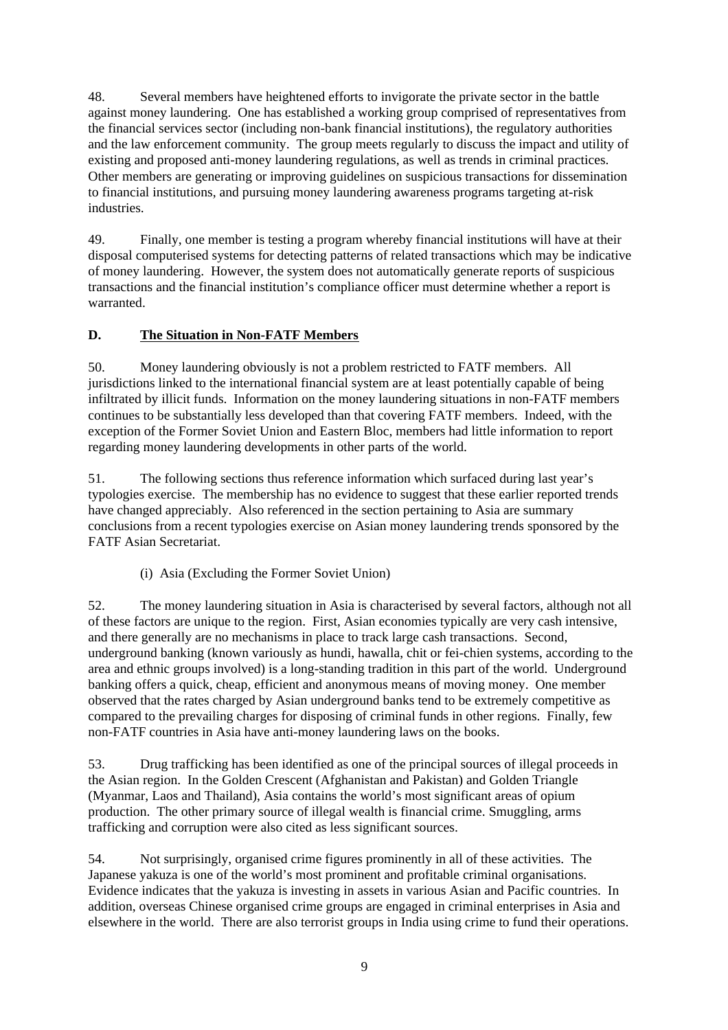48. Several members have heightened efforts to invigorate the private sector in the battle against money laundering. One has established a working group comprised of representatives from the financial services sector (including non-bank financial institutions), the regulatory authorities and the law enforcement community. The group meets regularly to discuss the impact and utility of existing and proposed anti-money laundering regulations, as well as trends in criminal practices. Other members are generating or improving guidelines on suspicious transactions for dissemination to financial institutions, and pursuing money laundering awareness programs targeting at-risk industries.

49. Finally, one member is testing a program whereby financial institutions will have at their disposal computerised systems for detecting patterns of related transactions which may be indicative of money laundering. However, the system does not automatically generate reports of suspicious transactions and the financial institution's compliance officer must determine whether a report is warranted.

## D. <u>The Situation in Non-FATF Members</u>

50. Money laundering obviously is not a problem restricted to FATF members. All jurisdictions linked to the international financial system are at least potentially capable of being infiltrated by illicit funds. Information on the money laundering situations in non-FATF members continues to be substantially less developed than that covering FATF members. Indeed, with the exception of the Former Soviet Union and Eastern Bloc, members had little information to report regarding money laundering developments in other parts of the world.

51. The following sections thus reference information which surfaced during last year's typologies exercise. The membership has no evidence to suggest that these earlier reported trends have changed appreciably. Also referenced in the section pertaining to Asia are summary conclusions from a recent typologies exercise on Asian money laundering trends sponsored by the FATF Asian Secretariat.

### (i) Asia (Excluding the Former Soviet Union)

52. The money laundering situation in Asia is characterised by several factors, although not all of these factors are unique to the region. First, Asian economies typically are very cash intensive, and there generally are no mechanisms in place to track large cash transactions. Second, underground banking (known variously as hundi, hawalla, chit or fei-chien systems, according to the area and ethnic groups involved) is a long-standing tradition in this part of the world. Underground banking offers a quick, cheap, efficient and anonymous means of moving money. One member observed that the rates charged by Asian underground banks tend to be extremely competitive as compared to the prevailing charges for disposing of criminal funds in other regions. Finally, few non-FATF countries in Asia have anti-money laundering laws on the books.

53. Drug trafficking has been identified as one of the principal sources of illegal proceeds in the Asian region. In the Golden Crescent (Afghanistan and Pakistan) and Golden Triangle (Myanmar, Laos and Thailand), Asia contains the world's most significant areas of opium production. The other primary source of illegal wealth is financial crime. Smuggling, arms trafficking and corruption were also cited as less significant sources.

54. Not surprisingly, organised crime figures prominently in all of these activities. The Japanese yakuza is one of the world's most prominent and profitable criminal organisations. Evidence indicates that the yakuza is investing in assets in various Asian and Pacific countries. In addition, overseas Chinese organised crime groups are engaged in criminal enterprises in Asia and elsewhere in the world. There are also terrorist groups in India using crime to fund their operations.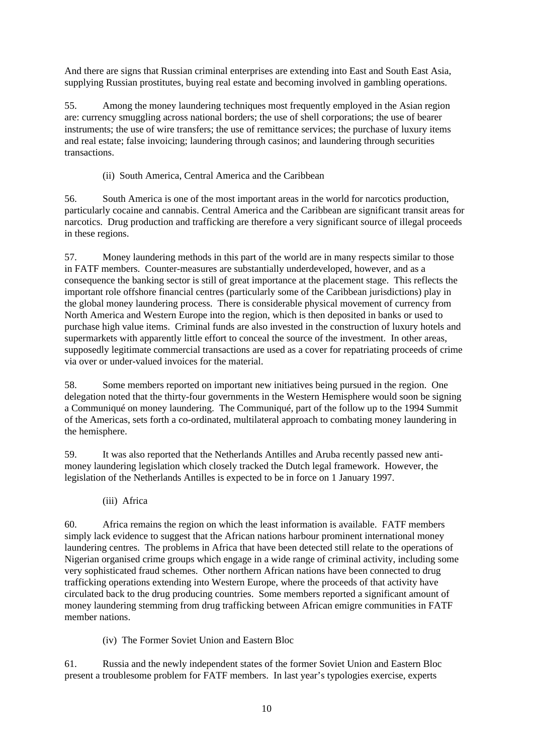And there are signs that Russian criminal enterprises are extending into East and South East Asia, supplying Russian prostitutes, buying real estate and becoming involved in gambling operations.

55. Among the money laundering techniques most frequently employed in the Asian region are: currency smuggling across national borders; the use of shell corporations; the use of bearer instruments; the use of wire transfers; the use of remittance services; the purchase of luxury items and real estate; false invoicing; laundering through casinos; and laundering through securities transactions.

(ii) South America, Central America and the Caribbean

56. South America is one of the most important areas in the world for narcotics production, particularly cocaine and cannabis. Central America and the Caribbean are significant transit areas for narcotics. Drug production and trafficking are therefore a very significant source of illegal proceeds in these regions.

57. Money laundering methods in this part of the world are in many respects similar to those in FATF members. Counter-measures are substantially underdeveloped, however, and as a consequence the banking sector is still of great importance at the placement stage. This reflects the important role offshore financial centres (particularly some of the Caribbean jurisdictions) play in the global money laundering process. There is considerable physical movement of currency from North America and Western Europe into the region, which is then deposited in banks or used to purchase high value items. Criminal funds are also invested in the construction of luxury hotels and supermarkets with apparently little effort to conceal the source of the investment. In other areas, supposedly legitimate commercial transactions are used as a cover for repatriating proceeds of crime via over or under-valued invoices for the material.

58. Some members reported on important new initiatives being pursued in the region. One delegation noted that the thirty-four governments in the Western Hemisphere would soon be signing a Communiqué on money laundering. The Communiqué, part of the follow up to the 1994 Summit of the Americas, sets forth a co-ordinated, multilateral approach to combating money laundering in the hemisphere.

59. It was also reported that the Netherlands Antilles and Aruba recently passed new anti-money laundering legislation which closely tracked the Dutch legal framework. However, the legislation of the Netherlands Antilles is expected to be in force on 1 January 1997.

(iii) Africa

60. Africa remains the region on which the least information is available. FATF members simply lack evidence to suggest that the African nations harbour prominent international money laundering centres. The problems in Africa that have been detected still relate to the operations of Nigerian organised crime groups which engage in a wide range of criminal activity, including some very sophisticated fraud schemes. Other northern African nations have been connected to drug trafficking operations extending into Western Europe, where the proceeds of that activity have circulated back to the drug producing countries. Some members reported a significant amount of money laundering stemming from drug trafficking between African emigre communities in FATF member nations.

(iv) The Former Soviet Union and Eastern Bloc

61. Russia and the newly independent states of the former Soviet Union and Eastern Bloc present a troublesome problem for FATF members. In last year's typologies exercise, experts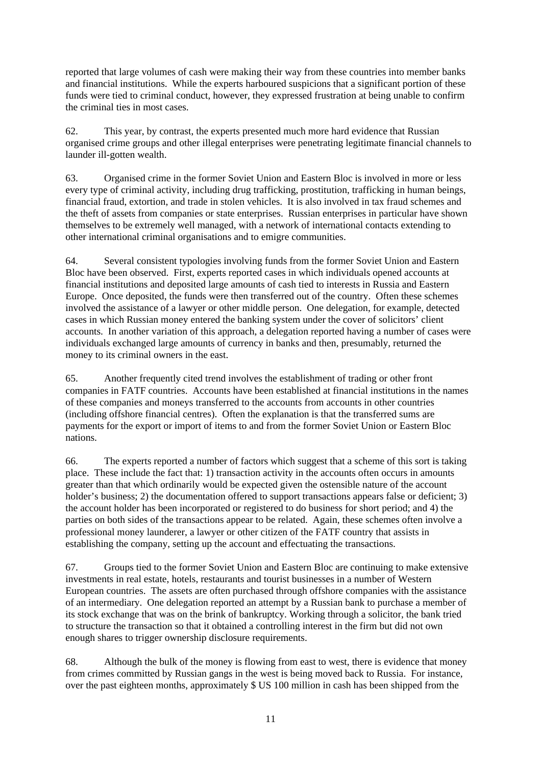reported that large volumes of cash were making their way from these countries into member banks and financial institutions. While the experts harboured suspicions that a significant portion of these funds were tied to criminal conduct, however, they expressed frustration at being unable to confirm the criminal ties in most cases.

62. This year, by contrast, the experts presented much more hard evidence that Russian organised crime groups and other illegal enterprises were penetrating legitimate financial channels to launder ill-gotten wealth.

63. Organised crime in the former Soviet Union and Eastern Bloc is involved in more or less every type of criminal activity, including drug trafficking, prostitution, trafficking in human beings, financial fraud, extortion, and trade in stolen vehicles. It is also involved in tax fraud schemes and the theft of assets from companies or state enterprises. Russian enterprises in particular have shown themselves to be extremely well managed, with a network of international contacts extending to other international criminal organisations and to emigre communities.

64. Several consistent typologies involving funds from the former Soviet Union and Eastern Bloc have been observed. First, experts reported cases in which individuals opened accounts at financial institutions and deposited large amounts of cash tied to interests in Russia and Eastern Europe. Once deposited, the funds were then transferred out of the country. Often these schemes involved the assistance of a lawyer or other middle person. One delegation, for example, detected cases in which Russian money entered the banking system under the cover of solicitors' client accounts. In another variation of this approach, a delegation reported having a number of cases were individuals exchanged large amounts of currency in banks and then, presumably, returned the money to its criminal owners in the east.

65. Another frequently cited trend involves the establishment of trading or other front companies in FATF countries. Accounts have been established at financial institutions in the names of these companies and moneys transferred to the accounts from accounts in other countries (including offshore financial centres). Often the explanation is that the transferred sums are payments for the export or import of items to and from the former Soviet Union or Eastern Bloc nations.

66. The experts reported a number of factors which suggest that a scheme of this sort is taking place. These include the fact that: 1) transaction activity in the accounts often occurs in amounts greater than that which ordinarily would be expected given the ostensible nature of the account holder's business; 2) the documentation offered to support transactions appears false or deficient; 3) the account holder has been incorporated or registered to do business for short period; and 4) the parties on both sides of the transactions appear to be related. Again, these schemes often involve a professional money launderer, a lawyer or other citizen of the FATF country that assists in establishing the company, setting up the account and effectuating the transactions.

67. Groups tied to the former Soviet Union and Eastern Bloc are continuing to make extensive investments in real estate, hotels, restaurants and tourist businesses in a number of Western European countries. The assets are often purchased through offshore companies with the assistance of an intermediary. One delegation reported an attempt by a Russian bank to purchase a member of its stock exchange that was on the brink of bankruptcy. Working through a solicitor, the bank tried to structure the transaction so that it obtained a controlling interest in the firm but did not own enough shares to trigger ownership disclosure requirements.

68. Although the bulk of the money is flowing from east to west, there is evidence that money from crimes committed by Russian gangs in the west is being moved back to Russia. For instance, over the past eighteen months, approximately $ US 100 million in cash has been shipped from the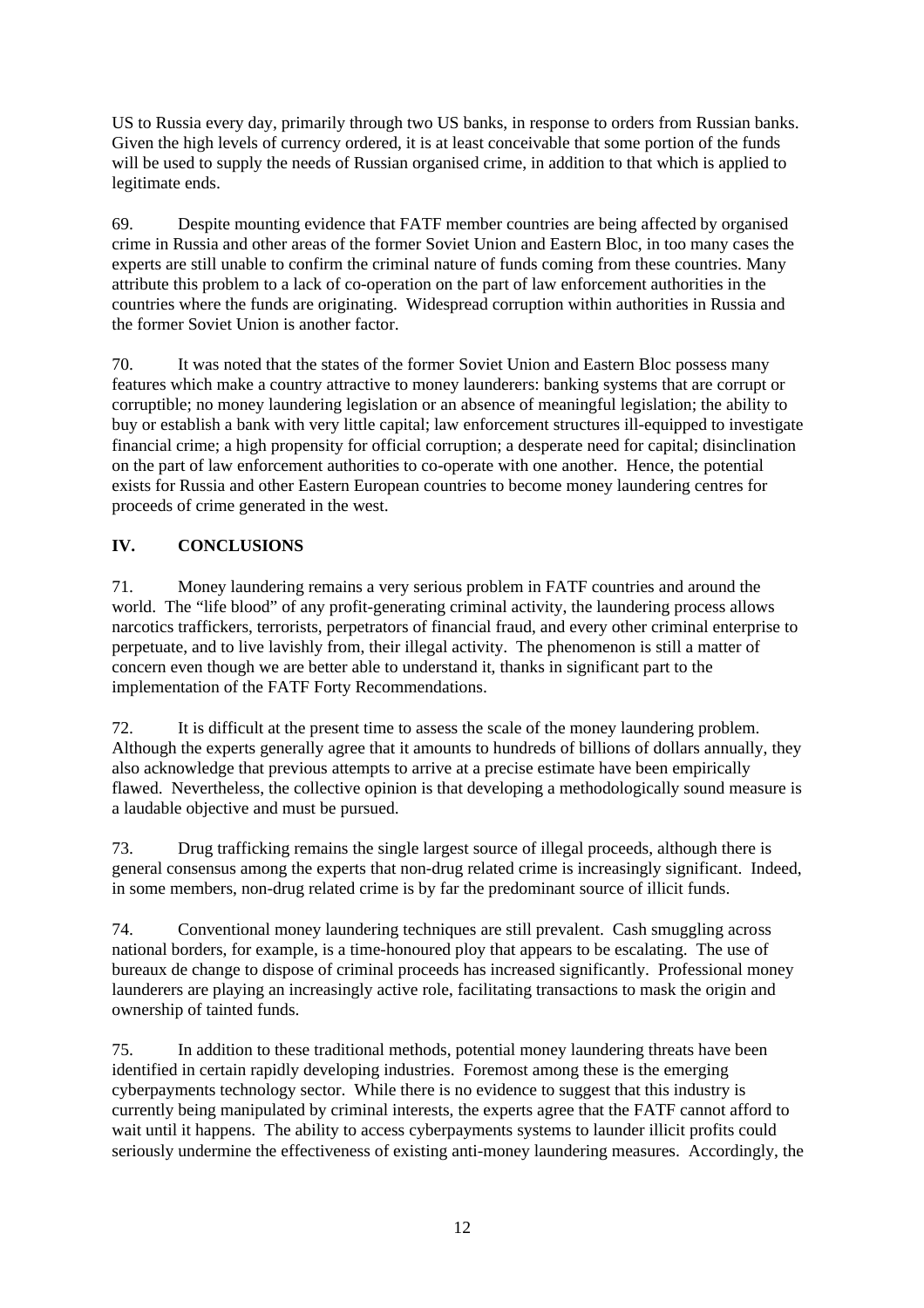US to Russia every day, primarily through two US banks, in response to orders from Russian banks. Given the high levels of currency ordered, it is at least conceivable that some portion of the funds will be used to supply the needs of Russian organised crime, in addition to that which is applied to legitimate ends.

69. Despite mounting evidence that FATF member countries are being affected by organised crime in Russia and other areas of the former Soviet Union and Eastern Bloc, in too many cases the experts are still unable to confirm the criminal nature of funds coming from these countries. Many attribute this problem to a lack of co-operation on the part of law enforcement authorities in the countries where the funds are originating. Widespread corruption within authorities in Russia and the former Soviet Union is another factor.

70. It was noted that the states of the former Soviet Union and Eastern Bloc possess many features which make a country attractive to money launderers: banking systems that are corrupt or corruptible; no money laundering legislation or an absence of meaningful legislation; the ability to buy or establish a bank with very little capital; law enforcement structures ill-equipped to investigate financial crime; a high propensity for official corruption; a desperate need for capital; disinclination on the part of law enforcement authorities to co-operate with one another. Hence, the potential exists for Russia and other Eastern European countries to become money laundering centres for proceeds of crime generated in the west.

## IV. CONCLUSIONS

71. Money laundering remains a very serious problem in FATF countries and around the world. The "life blood" of any profit-generating criminal activity, the laundering process allows narcotics traffickers, terrorists, perpetrators of financial fraud, and every other criminal enterprise to perpetuate, and to live lavishly from, their illegal activity. The phenomenon is still a matter of concern even though we are better able to understand it, thanks in significant part to the implementation of the FATF Forty Recommendations.

72. It is difficult at the present time to assess the scale of the money laundering problem. Although the experts generally agree that it amounts to hundreds of billions of dollars annually, they also acknowledge that previous attempts to arrive at a precise estimate have been empirically flawed. Nevertheless, the collective opinion is that developing a methodologically sound measure is a laudable objective and must be pursued.

73. Drug trafficking remains the single largest source of illegal proceeds, although there is general consensus among the experts that non-drug related crime is increasingly significant. Indeed, in some members, non-drug related crime is by far the predominant source of illicit funds.

74. Conventional money laundering techniques are still prevalent. Cash smuggling across national borders, for example, is a time-honoured ploy that appears to be escalating. The use of bureaux de change to dispose of criminal proceeds has increased significantly. Professional money launderers are playing an increasingly active role, facilitating transactions to mask the origin and ownership of tainted funds.

75. In addition to these traditional methods, potential money laundering threats have been identified in certain rapidly developing industries. Foremost among these is the emerging cyberpayments technology sector. While there is no evidence to suggest that this industry is currently being manipulated by criminal interests, the experts agree that the FATF cannot afford to wait until it happens. The ability to access cyberpayments systems to launder illicit profits could seriously undermine the effectiveness of existing anti-money laundering measures. Accordingly, the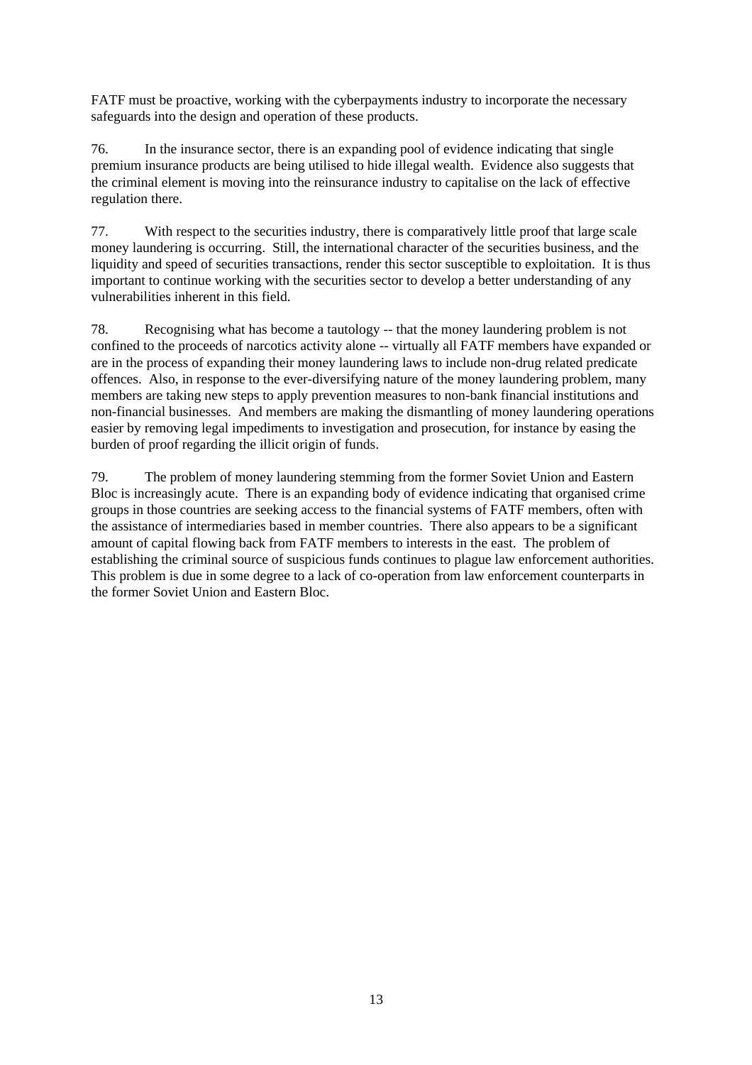FATF must be proactive, working with the cyberpayments industry to incorporate the necessary safeguards into the design and operation of these products.

76. In the insurance sector, there is an expanding pool of evidence indicating that single premium insurance products are being utilised to hide illegal wealth. Evidence also suggests that the criminal element is moving into the reinsurance industry to capitalise on the lack of effective regulation there.

77. With respect to the securities industry, there is comparatively little proof that large scale money laundering is occurring. Still, the international character of the securities business, and the liquidity and speed of securities transactions, render this sector susceptible to exploitation. It is thus important to continue working with the securities sector to develop a better understanding of any vulnerabilities inherent in this field.

78. Recognising what has become a tautology -- that the money laundering problem is not confined to the proceeds of narcotics activity alone -- virtually all FATF members have expanded or are in the process of expanding their money laundering laws to include non-drug related predicate offences. Also, in response to the ever-diversifying nature of the money laundering problem, many members are taking new steps to apply prevention measures to non-bank financial institutions and non-financial businesses. And members are making the dismantling of money laundering operations easier by removing legal impediments to investigation and prosecution, for instance by easing the burden of proof regarding the illicit origin of funds.

79. The problem of money laundering stemming from the former Soviet Union and Eastern Bloc is increasingly acute. There is an expanding body of evidence indicating that organised crime groups in those countries are seeking access to the financial systems of FATF members, often with the assistance of intermediaries based in member countries. There also appears to be a significant amount of capital flowing back from FATF members to interests in the east. The problem of establishing the criminal source of suspicious funds continues to plague law enforcement authorities. This problem is due in some degree to a lack of co-operation from law enforcement counterparts in the former Soviet Union and Eastern Bloc.